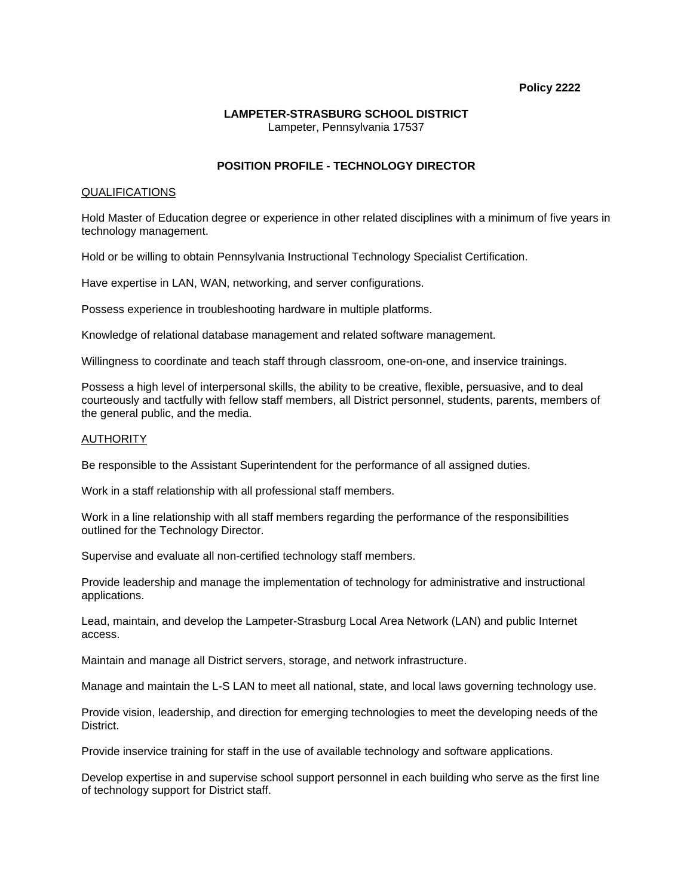**Policy 2222**

**LAMPETER-STRASBURG SCHOOL DISTRICT**
Lampeter, Pennsylvania 17537

## POSITION PROFILE - TECHNOLOGY DIRECTOR

### QUALIFICATIONS

Hold Master of Education degree or experience in other related disciplines with a minimum of five years in technology management.

Hold or be willing to obtain Pennsylvania Instructional Technology Specialist Certification.

Have expertise in LAN, WAN, networking, and server configurations.

Possess experience in troubleshooting hardware in multiple platforms.

Knowledge of relational database management and related software management.

Willingness to coordinate and teach staff through classroom, one-on-one, and inservice trainings.

Possess a high level of interpersonal skills, the ability to be creative, flexible, persuasive, and to deal courteously and tactfully with fellow staff members, all District personnel, students, parents, members of the general public, and the media.

### AUTHORITY

Be responsible to the Assistant Superintendent for the performance of all assigned duties.

Work in a staff relationship with all professional staff members.

Work in a line relationship with all staff members regarding the performance of the responsibilities outlined for the Technology Director.

Supervise and evaluate all non-certified technology staff members.

Provide leadership and manage the implementation of technology for administrative and instructional applications.

Lead, maintain, and develop the Lampeter-Strasburg Local Area Network (LAN) and public Internet access.

Maintain and manage all District servers, storage, and network infrastructure.

Manage and maintain the L-S LAN to meet all national, state, and local laws governing technology use.

Provide vision, leadership, and direction for emerging technologies to meet the developing needs of the District.

Provide inservice training for staff in the use of available technology and software applications.

Develop expertise in and supervise school support personnel in each building who serve as the first line of technology support for District staff.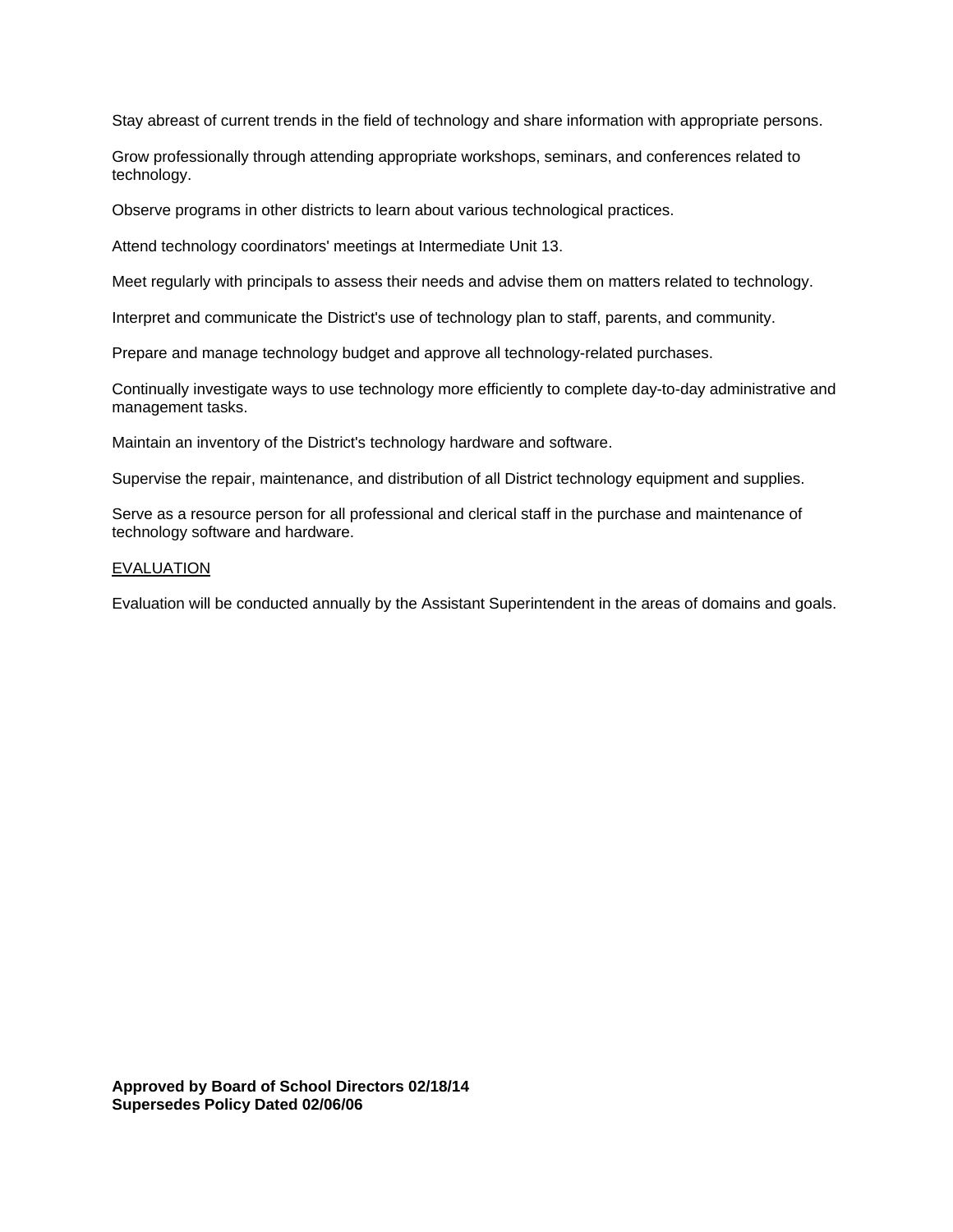Stay abreast of current trends in the field of technology and share information with appropriate persons.

Grow professionally through attending appropriate workshops, seminars, and conferences related to technology.

Observe programs in other districts to learn about various technological practices.

Attend technology coordinators' meetings at Intermediate Unit 13.

Meet regularly with principals to assess their needs and advise them on matters related to technology.

Interpret and communicate the District's use of technology plan to staff, parents, and community.

Prepare and manage technology budget and approve all technology-related purchases.

Continually investigate ways to use technology more efficiently to complete day-to-day administrative and management tasks.

Maintain an inventory of the District's technology hardware and software.

Supervise the repair, maintenance, and distribution of all District technology equipment and supplies.

Serve as a resource person for all professional and clerical staff in the purchase and maintenance of technology software and hardware.

<u>EVALUATION</u>

Evaluation will be conducted annually by the Assistant Superintendent in the areas of domains and goals.

**Approved by Board of School Directors 02/18/14**
**Supersedes Policy Dated 02/06/06**